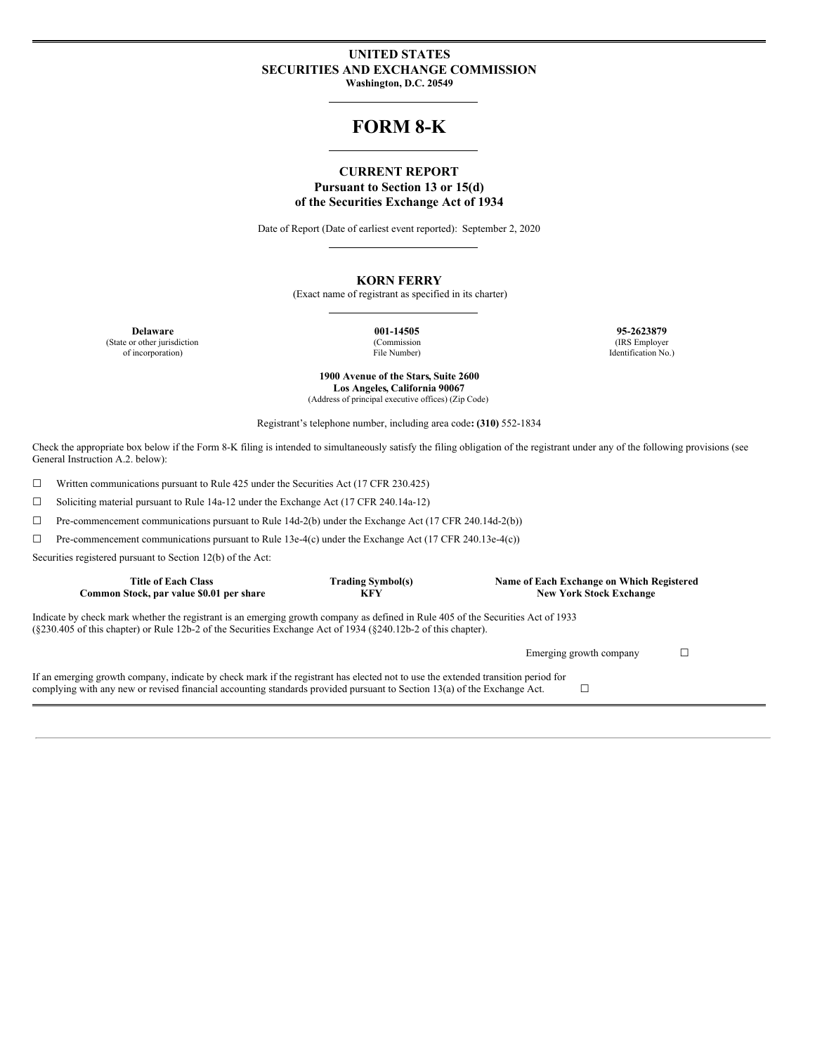# UNITED STATES
# SECURITIES AND EXCHANGE COMMISSION

**Washington, D.C. 20549**

# FORM 8-K

## CURRENT REPORT

**Pursuant to Section 13 or 15(d)**
**of the Securities Exchange Act of 1934**

Date of Report (Date of earliest event reported): September 2, 2020

## KORN FERRY

(Exact name of registrant as specified in its charter)

| **Delaware** | **001-14505** | **95-2623879** |
|---|---|---|
| (State or other jurisdiction of incorporation) | (Commission File Number) | (IRS Employer Identification No.) |

**1900 Avenue of the Stars, Suite 2600**
**Los Angeles, California 90067**
(Address of principal executive offices) (Zip Code)

Registrant's telephone number, including area code**: (310)** 552-1834

Check the appropriate box below if the Form 8-K filing is intended to simultaneously satisfy the filing obligation of the registrant under any of the following provisions (see General Instruction A.2. below):

☐ Written communications pursuant to Rule 425 under the Securities Act (17 CFR 230.425)

☐ Soliciting material pursuant to Rule 14a-12 under the Exchange Act (17 CFR 240.14a-12)

☐ Pre-commencement communications pursuant to Rule 14d-2(b) under the Exchange Act (17 CFR 240.14d-2(b))

☐ Pre-commencement communications pursuant to Rule 13e-4(c) under the Exchange Act (17 CFR 240.13e-4(c))

Securities registered pursuant to Section 12(b) of the Act:

| Title of Each Class | Trading Symbol(s) | Name of Each Exchange on Which Registered |
|---|---|---|
| **Common Stock, par value $0.01 per share** | **KFY** | **New York Stock Exchange** |

Indicate by check mark whether the registrant is an emerging growth company as defined in Rule 405 of the Securities Act of 1933 (§230.405 of this chapter) or Rule 12b-2 of the Securities Exchange Act of 1934 (§240.12b-2 of this chapter).

Emerging growth company ☐

If an emerging growth company, indicate by check mark if the registrant has elected not to use the extended transition period for complying with any new or revised financial accounting standards provided pursuant to Section 13(a) of the Exchange Act. ☐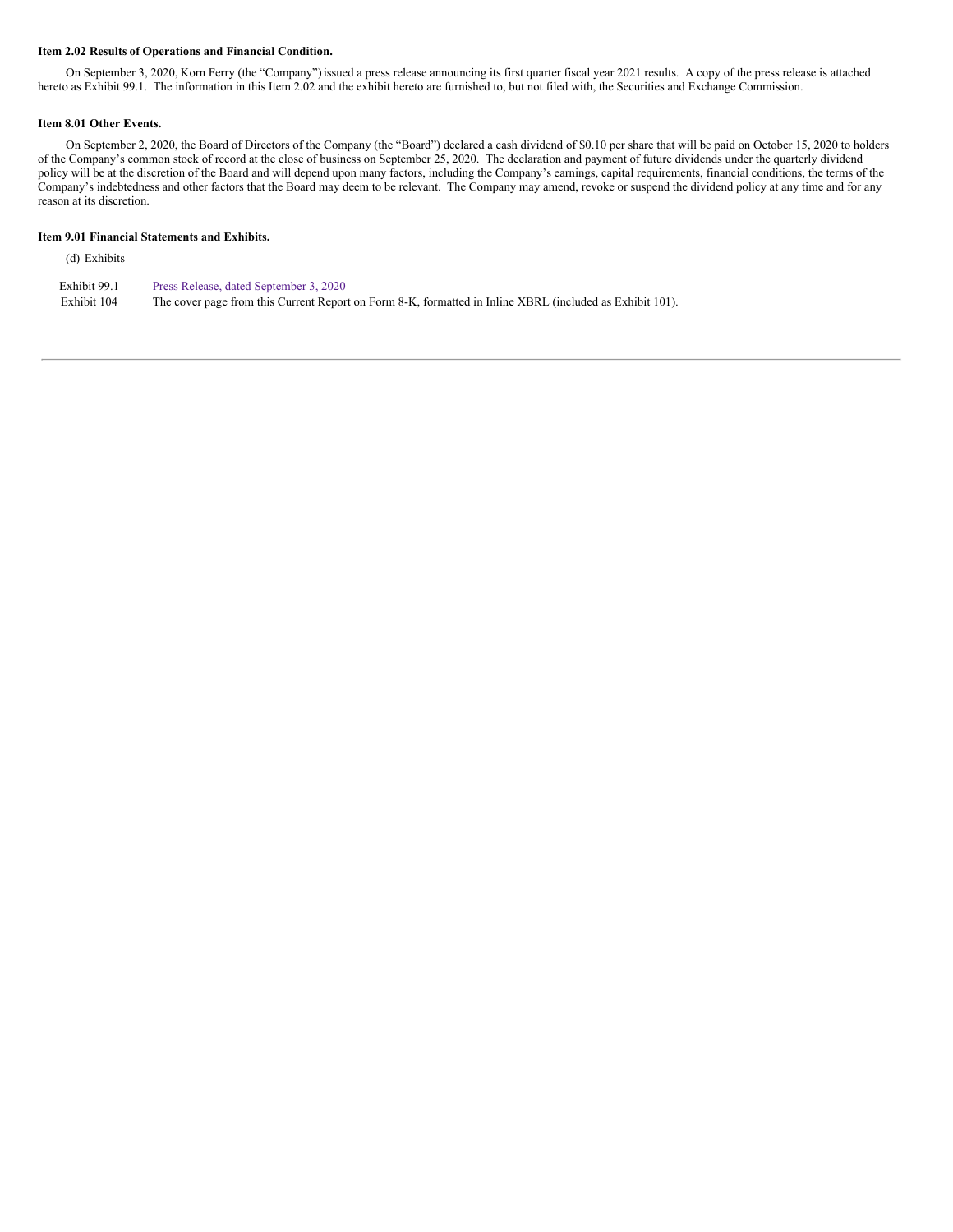**Item 2.02 Results of Operations and Financial Condition.**

On September 3, 2020, Korn Ferry (the "Company") issued a press release announcing its first quarter fiscal year 2021 results. A copy of the press release is attached hereto as Exhibit 99.1. The information in this Item 2.02 and the exhibit hereto are furnished to, but not filed with, the Securities and Exchange Commission.

**Item 8.01 Other Events.**

On September 2, 2020, the Board of Directors of the Company (the "Board") declared a cash dividend of $0.10 per share that will be paid on October 15, 2020 to holders of the Company's common stock of record at the close of business on September 25, 2020. The declaration and payment of future dividends under the quarterly dividend policy will be at the discretion of the Board and will depend upon many factors, including the Company's earnings, capital requirements, financial conditions, the terms of the Company's indebtedness and other factors that the Board may deem to be relevant. The Company may amend, revoke or suspend the dividend policy at any time and for any reason at its discretion.

**Item 9.01 Financial Statements and Exhibits.**

(d) Exhibits

| | |
|---|---|
| Exhibit 99.1 | Press Release, dated September 3, 2020 |
| Exhibit 104 | The cover page from this Current Report on Form 8-K, formatted in Inline XBRL (included as Exhibit 101). |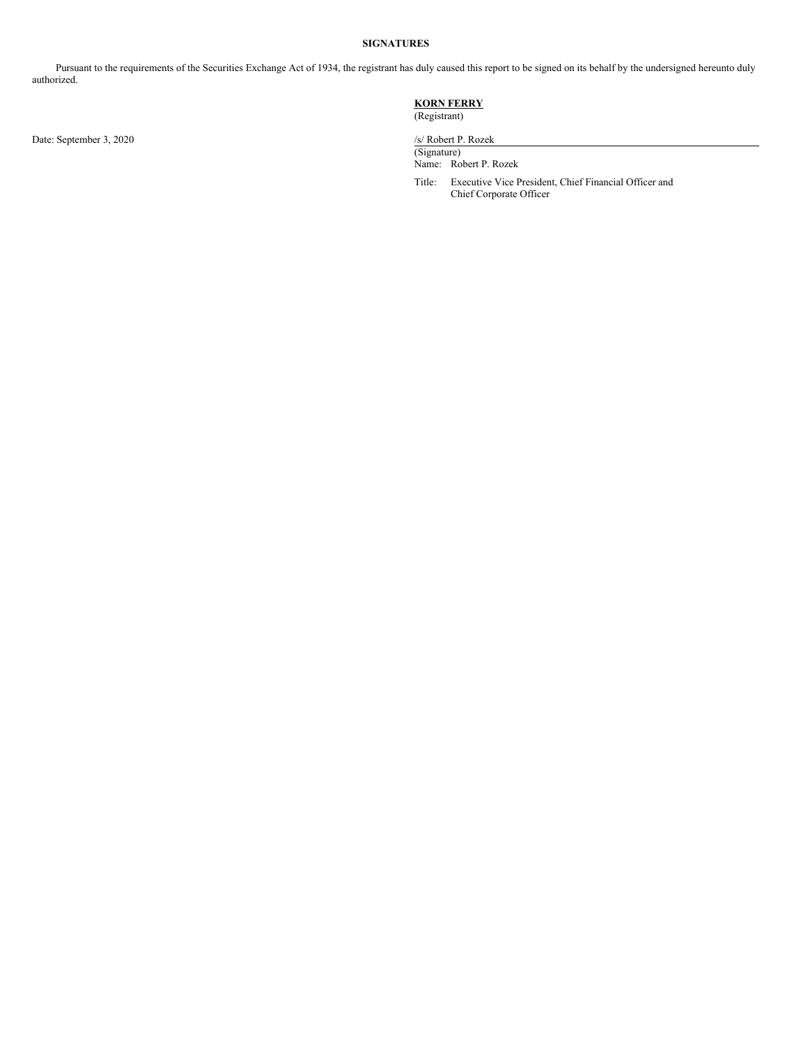**SIGNATURES**

Pursuant to the requirements of the Securities Exchange Act of 1934, the registrant has duly caused this report to be signed on its behalf by the undersigned hereunto duly authorized.

**KORN FERRY**
(Registrant)

Date: September 3, 2020

/s/ Robert P. Rozek
(Signature)
Name: Robert P. Rozek
Title: Executive Vice President, Chief Financial Officer and Chief Corporate Officer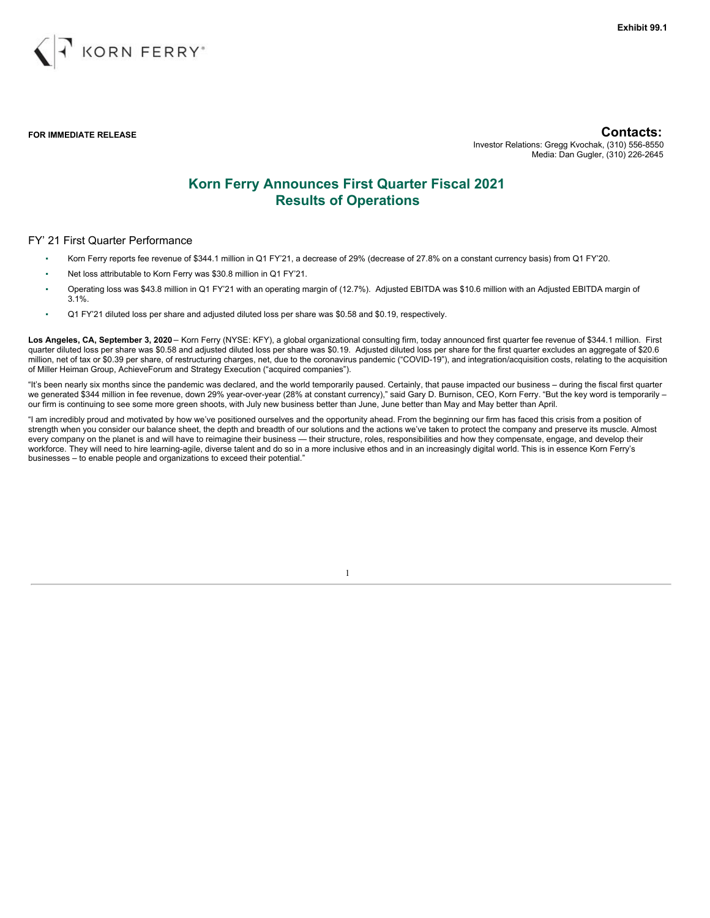Exhibit 99.1

KORN FERRY®

**FOR IMMEDIATE RELEASE**

**Contacts:**
Investor Relations: Gregg Kvochak, (310) 556-8550
Media: Dan Gugler, (310) 226-2645

# Korn Ferry Announces First Quarter Fiscal 2021 Results of Operations

## FY' 21 First Quarter Performance

- Korn Ferry reports fee revenue of $344.1 million in Q1 FY'21, a decrease of 29% (decrease of 27.8% on a constant currency basis) from Q1 FY'20.
- Net loss attributable to Korn Ferry was $30.8 million in Q1 FY'21.
- Operating loss was $43.8 million in Q1 FY'21 with an operating margin of (12.7%). Adjusted EBITDA was $10.6 million with an Adjusted EBITDA margin of 3.1%.
- Q1 FY'21 diluted loss per share and adjusted diluted loss per share was $0.58 and $0.19, respectively.

**Los Angeles, CA, September 3, 2020** – Korn Ferry (NYSE: KFY), a global organizational consulting firm, today announced first quarter fee revenue of $344.1 million. First quarter diluted loss per share was $0.58 and adjusted diluted loss per share was $0.19. Adjusted diluted loss per share for the first quarter excludes an aggregate of $20.6 million, net of tax or $0.39 per share, of restructuring charges, net, due to the coronavirus pandemic ("COVID-19"), and integration/acquisition costs, relating to the acquisition of Miller Heiman Group, AchieveForum and Strategy Execution ("acquired companies").

"It's been nearly six months since the pandemic was declared, and the world temporarily paused. Certainly, that pause impacted our business – during the fiscal first quarter we generated $344 million in fee revenue, down 29% year-over-year (28% at constant currency)," said Gary D. Burnison, CEO, Korn Ferry. "But the key word is temporarily – our firm is continuing to see some more green shoots, with July new business better than June, June better than May and May better than April.

"I am incredibly proud and motivated by how we've positioned ourselves and the opportunity ahead. From the beginning our firm has faced this crisis from a position of strength when you consider our balance sheet, the depth and breadth of our solutions and the actions we've taken to protect the company and preserve its muscle. Almost every company on the planet is and will have to reimagine their business — their structure, roles, responsibilities and how they compensate, engage, and develop their workforce. They will need to hire learning-agile, diverse talent and do so in a more inclusive ethos and in an increasingly digital world. This is in essence Korn Ferry's businesses – to enable people and organizations to exceed their potential."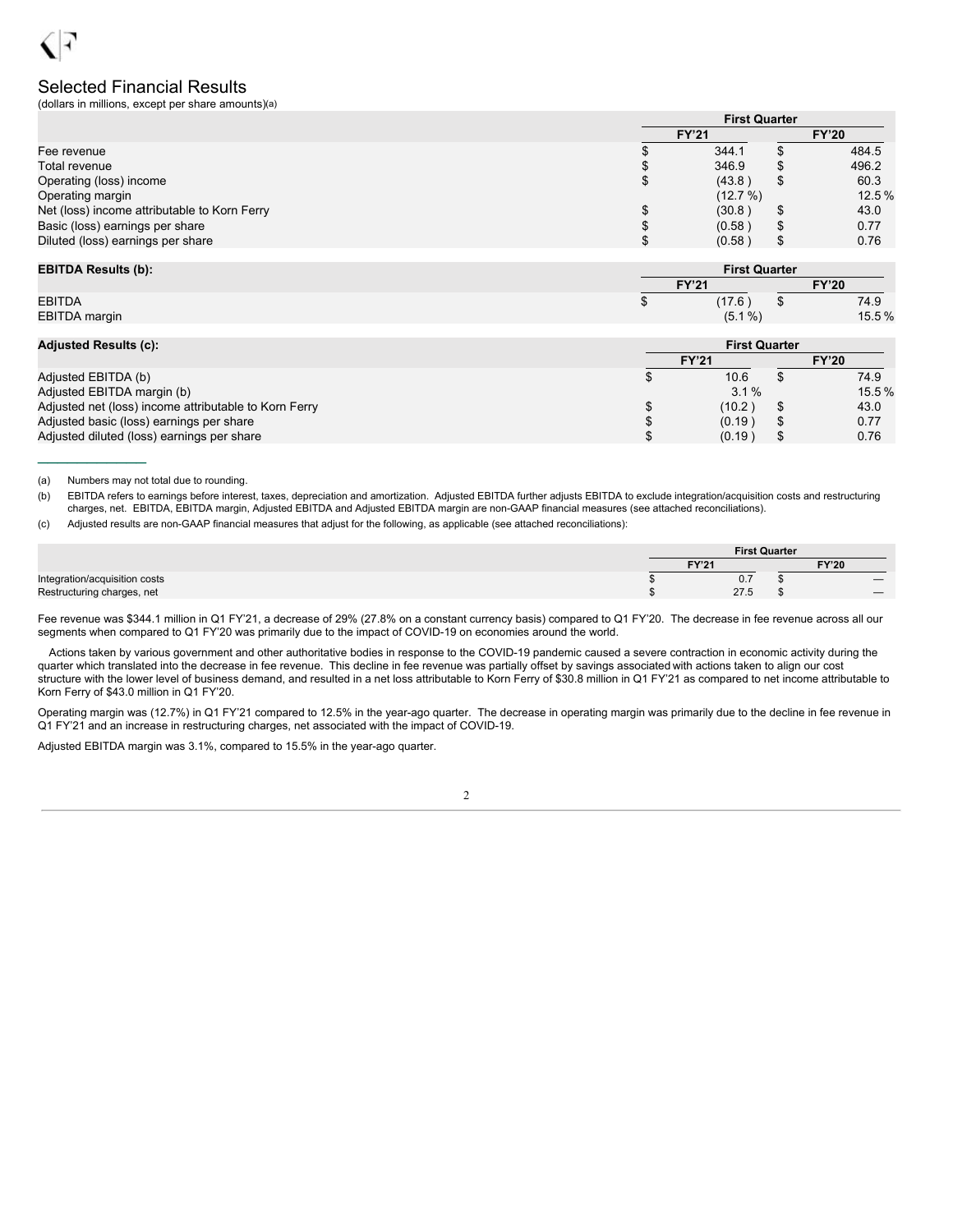# Selected Financial Results

(dollars in millions, except per share amounts)(a)

| | First Quarter | |
|---|---|---|
| | FY'21 | FY'20 |
| Fee revenue | $ 344.1 | $ 484.5 |
| Total revenue | $ 346.9 | $ 496.2 |
| Operating (loss) income | $ (43.8 ) | $ 60.3 |
| Operating margin | (12.7 %) | 12.5 % |
| Net (loss) income attributable to Korn Ferry | $ (30.8 ) | $ 43.0 |
| Basic (loss) earnings per share | $ (0.58 ) | $ 0.77 |
| Diluted (loss) earnings per share | $ (0.58 ) | $ 0.76 |

| **EBITDA Results (b):** | First Quarter | |
|---|---|---|
| | FY'21 | FY'20 |
| EBITDA | $ (17.6 ) | $ 74.9 |
| EBITDA margin | (5.1 %) | 15.5 % |

| **Adjusted Results (c):** | First Quarter | |
|---|---|---|
| | FY'21 | FY'20 |
| Adjusted EBITDA (b) | $ 10.6 | $ 74.9 |
| Adjusted EBITDA margin (b) | 3.1 % | 15.5 % |
| Adjusted net (loss) income attributable to Korn Ferry | $ (10.2 ) | $ 43.0 |
| Adjusted basic (loss) earnings per share | $ (0.19 ) | $ 0.77 |
| Adjusted diluted (loss) earnings per share | $ (0.19 ) | $ 0.76 |

(a) Numbers may not total due to rounding.

(b) EBITDA refers to earnings before interest, taxes, depreciation and amortization. Adjusted EBITDA further adjusts EBITDA to exclude integration/acquisition costs and restructuring charges, net. EBITDA, EBITDA margin, Adjusted EBITDA and Adjusted EBITDA margin are non-GAAP financial measures (see attached reconciliations).

(c) Adjusted results are non-GAAP financial measures that adjust for the following, as applicable (see attached reconciliations):

| | First Quarter | |
|---|---|---|
| | FY'21 | FY'20 |
| Integration/acquisition costs | $ 0.7 | $ — |
| Restructuring charges, net | $ 27.5 | $ — |

Fee revenue was $344.1 million in Q1 FY'21, a decrease of 29% (27.8% on a constant currency basis) compared to Q1 FY'20. The decrease in fee revenue across all our segments when compared to Q1 FY'20 was primarily due to the impact of COVID-19 on economies around the world.

Actions taken by various government and other authoritative bodies in response to the COVID-19 pandemic caused a severe contraction in economic activity during the quarter which translated into the decrease in fee revenue. This decline in fee revenue was partially offset by savings associated with actions taken to align our cost structure with the lower level of business demand, and resulted in a net loss attributable to Korn Ferry of $30.8 million in Q1 FY'21 as compared to net income attributable to Korn Ferry of $43.0 million in Q1 FY'20.

Operating margin was (12.7%) in Q1 FY'21 compared to 12.5% in the year-ago quarter. The decrease in operating margin was primarily due to the decline in fee revenue in Q1 FY'21 and an increase in restructuring charges, net associated with the impact of COVID-19.

Adjusted EBITDA margin was 3.1%, compared to 15.5% in the year-ago quarter.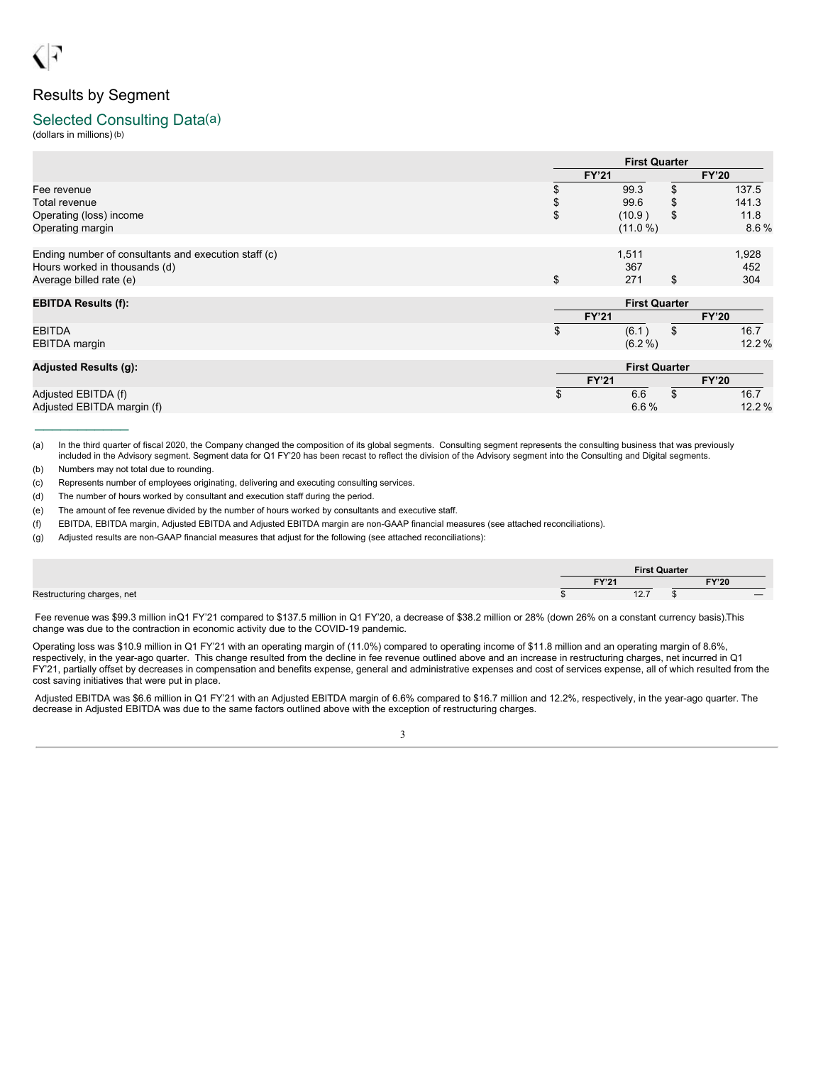# Results by Segment

## Selected Consulting Data[a]

(dollars in millions)[b]

| | First Quarter | |
|---|---|---|
| | FY'21 | FY'20 |
| Fee revenue | $ 99.3 | $ 137.5 |
| Total revenue | $ 99.6 | $ 141.3 |
| Operating (loss) income | $ (10.9) | $ 11.8 |
| Operating margin | (11.0 %) | 8.6 % |
| | | |
| Ending number of consultants and execution staff (c) | 1,511 | 1,928 |
| Hours worked in thousands (d) | 367 | 452 |
| Average billed rate (e) | $ 271 | $ 304 |

| EBITDA Results (f): | First Quarter | |
|---|---|---|
| | FY'21 | FY'20 |
| EBITDA | $ (6.1) | $ 16.7 |
| EBITDA margin | (6.2 %) | 12.2 % |

| Adjusted Results (g): | First Quarter | |
|---|---|---|
| | FY'21 | FY'20 |
| Adjusted EBITDA (f) | $ 6.6 | $ 16.7 |
| Adjusted EBITDA margin (f) | 6.6 % | 12.2 % |

---

(a) In the third quarter of fiscal 2020, the Company changed the composition of its global segments. Consulting segment represents the consulting business that was previously included in the Advisory segment. Segment data for Q1 FY'20 has been recast to reflect the division of the Advisory segment into the Consulting and Digital segments.

(b) Numbers may not total due to rounding.

(c) Represents number of employees originating, delivering and executing consulting services.

(d) The number of hours worked by consultant and execution staff during the period.

(e) The amount of fee revenue divided by the number of hours worked by consultants and executive staff.

(f) EBITDA, EBITDA margin, Adjusted EBITDA and Adjusted EBITDA margin are non-GAAP financial measures (see attached reconciliations).

(g) Adjusted results are non-GAAP financial measures that adjust for the following (see attached reconciliations):

| | First Quarter | |
|---|---|---|
| | FY'21 | FY'20 |
| Restructuring charges, net | $ 12.7 | $ — |

Fee revenue was $99.3 million inQ1 FY'21 compared to $137.5 million in Q1 FY'20, a decrease of $38.2 million or 28% (down 26% on a constant currency basis).This change was due to the contraction in economic activity due to the COVID-19 pandemic.

Operating loss was $10.9 million in Q1 FY'21 with an operating margin of (11.0%) compared to operating income of $11.8 million and an operating margin of 8.6%, respectively, in the year-ago quarter. This change resulted from the decline in fee revenue outlined above and an increase in restructuring charges, net incurred in Q1 FY'21, partially offset by decreases in compensation and benefits expense, general and administrative expenses and cost of services expense, all of which resulted from the cost saving initiatives that were put in place.

Adjusted EBITDA was $6.6 million in Q1 FY'21 with an Adjusted EBITDA margin of 6.6% compared to $16.7 million and 12.2%, respectively, in the year-ago quarter. The decrease in Adjusted EBITDA was due to the same factors outlined above with the exception of restructuring charges.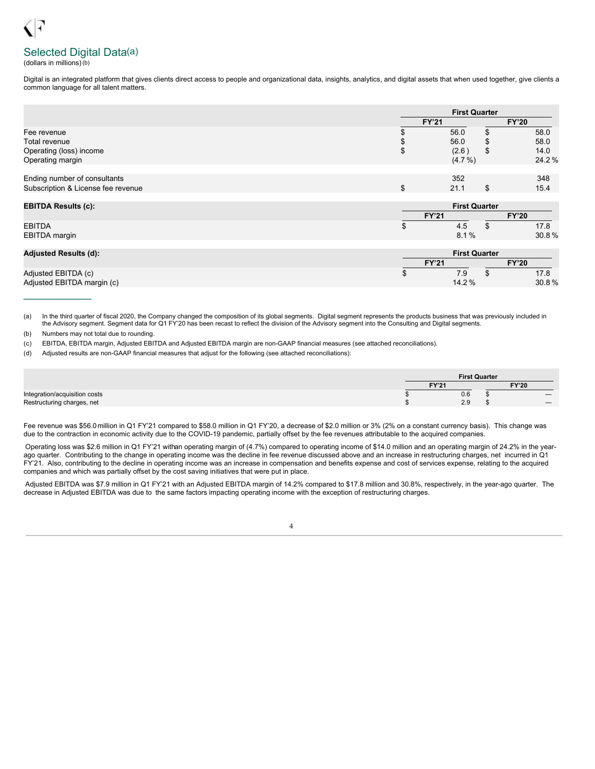## Selected Digital Data[a]

(dollars in millions)[b]

Digital is an integrated platform that gives clients direct access to people and organizational data, insights, analytics, and digital assets that when used together, give clients a common language for all talent matters.

| | First Quarter | |
|---|---|---|
| | FY'21 | FY'20 |
| Fee revenue | $ 56.0 | $ 58.0 |
| Total revenue | $ 56.0 | $ 58.0 |
| Operating (loss) income | $ (2.6) | $ 14.0 |
| Operating margin | (4.7 %) | 24.2 % |
| | | |
| Ending number of consultants | 352 | 348 |
| Subscription & License fee revenue | $ 21.1 | $ 15.4 |

| **EBITDA Results (c):** | First Quarter | |
|---|---|---|
| | FY'21 | FY'20 |
| EBITDA | $ 4.5 | $ 17.8 |
| EBITDA margin | 8.1 % | 30.8 % |

| **Adjusted Results (d):** | First Quarter | |
|---|---|---|
| | FY'21 | FY'20 |
| Adjusted EBITDA (c) | $ 7.9 | $ 17.8 |
| Adjusted EBITDA margin (c) | 14.2 % | 30.8 % |

(a) In the third quarter of fiscal 2020, the Company changed the composition of its global segments. Digital segment represents the products business that was previously included in the Advisory segment. Segment data for Q1 FY'20 has been recast to reflect the division of the Advisory segment into the Consulting and Digital segments.

(b) Numbers may not total due to rounding.

(c) EBITDA, EBITDA margin, Adjusted EBITDA and Adjusted EBITDA margin are non-GAAP financial measures (see attached reconciliations).

(d) Adjusted results are non-GAAP financial measures that adjust for the following (see attached reconciliations):

| | First Quarter | |
|---|---|---|
| | FY'21 | FY'20 |
| Integration/acquisition costs | $ 0.6 | $ — |
| Restructuring charges, net | $ 2.9 | $ — |

Fee revenue was $56.0 million in Q1 FY'21 compared to $58.0 million in Q1 FY'20, a decrease of $2.0 million or 3% (2% on a constant currency basis). This change was due to the contraction in economic activity due to the COVID-19 pandemic, partially offset by the fee revenues attributable to the acquired companies.

Operating loss was $2.6 million in Q1 FY'21 withan operating margin of (4.7%) compared to operating income of $14.0 million and an operating margin of 24.2% in the year-ago quarter. Contributing to the change in operating income was the decline in fee revenue discussed above and an increase in restructuring charges, net incurred in Q1 FY'21. Also, contributing to the decline in operating income was an increase in compensation and benefits expense and cost of services expense, relating to the acquired companies and which was partially offset by the cost saving initiatives that were put in place.

Adjusted EBITDA was $7.9 million in Q1 FY'21 with an Adjusted EBITDA margin of 14.2% compared to $17.8 million and 30.8%, respectively, in the year-ago quarter. The decrease in Adjusted EBITDA was due to the same factors impacting operating income with the exception of restructuring charges.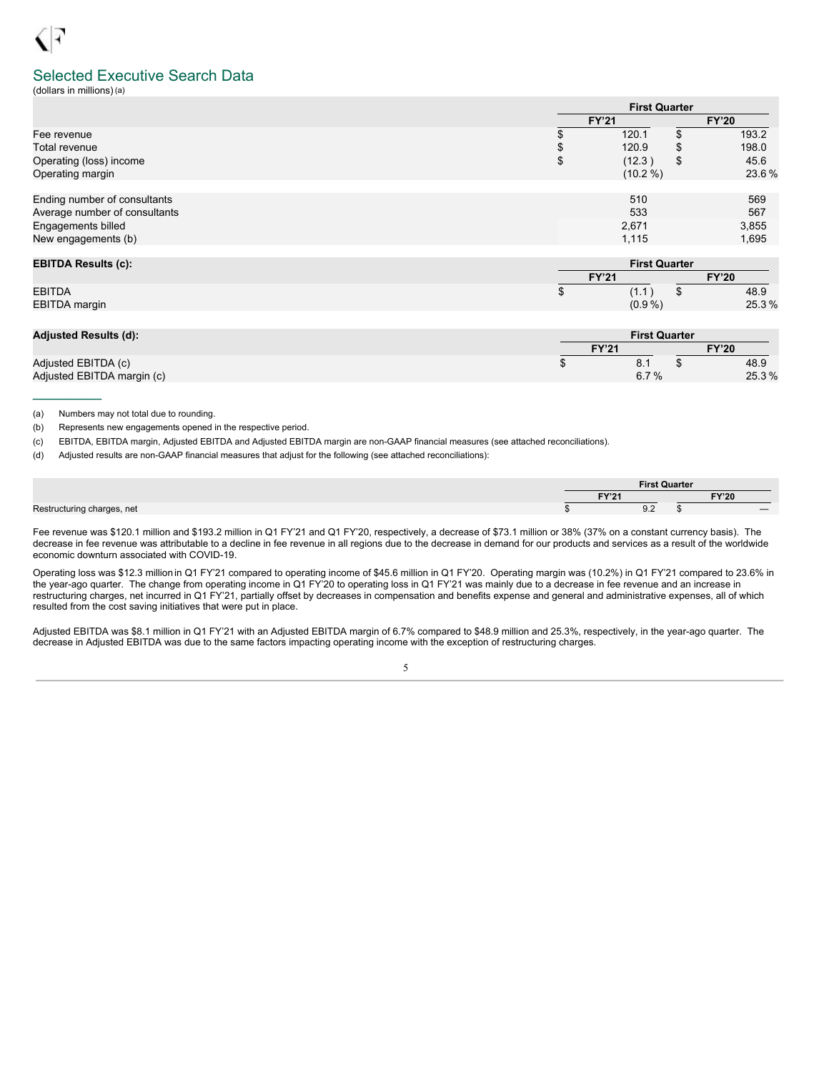## Selected Executive Search Data

(dollars in millions) (a)

| | First Quarter | |
|---|---|---|
| | FY'21 | FY'20 |
| Fee revenue | $ 120.1 | $ 193.2 |
| Total revenue | $ 120.9 | $ 198.0 |
| Operating (loss) income | $ (12.3) | $ 45.6 |
| Operating margin | (10.2 %) | 23.6 % |
| | | |
| Ending number of consultants | 510 | 569 |
| Average number of consultants | 533 | 567 |
| Engagements billed | 2,671 | 3,855 |
| New engagements (b) | 1,115 | 1,695 |

| **EBITDA Results (c):** | First Quarter | |
|---|---|---|
| | FY'21 | FY'20 |
| EBITDA | $ (1.1) | $ 48.9 |
| EBITDA margin | (0.9 %) | 25.3 % |

| **Adjusted Results (d):** | First Quarter | |
|---|---|---|
| | FY'21 | FY'20 |
| Adjusted EBITDA (c) | $ 8.1 | $ 48.9 |
| Adjusted EBITDA margin (c) | 6.7 % | 25.3 % |

(a) Numbers may not total due to rounding.

(b) Represents new engagements opened in the respective period.

(c) EBITDA, EBITDA margin, Adjusted EBITDA and Adjusted EBITDA margin are non-GAAP financial measures (see attached reconciliations).

(d) Adjusted results are non-GAAP financial measures that adjust for the following (see attached reconciliations):

| | First Quarter | |
|---|---|---|
| | FY'21 | FY'20 |
| Restructuring charges, net | $ 9.2 | $ — |

Fee revenue was $120.1 million and $193.2 million in Q1 FY'21 and Q1 FY'20, respectively, a decrease of $73.1 million or 38% (37% on a constant currency basis). The decrease in fee revenue was attributable to a decline in fee revenue in all regions due to the decrease in demand for our products and services as a result of the worldwide economic downturn associated with COVID-19.

Operating loss was $12.3 million in Q1 FY'21 compared to operating income of $45.6 million in Q1 FY'20. Operating margin was (10.2%) in Q1 FY'21 compared to 23.6% in the year-ago quarter. The change from operating income in Q1 FY'20 to operating loss in Q1 FY'21 was mainly due to a decrease in fee revenue and an increase in restructuring charges, net incurred in Q1 FY'21, partially offset by decreases in compensation and benefits expense and general and administrative expenses, all of which resulted from the cost saving initiatives that were put in place.

Adjusted EBITDA was $8.1 million in Q1 FY'21 with an Adjusted EBITDA margin of 6.7% compared to $48.9 million and 25.3%, respectively, in the year-ago quarter. The decrease in Adjusted EBITDA was due to the same factors impacting operating income with the exception of restructuring charges.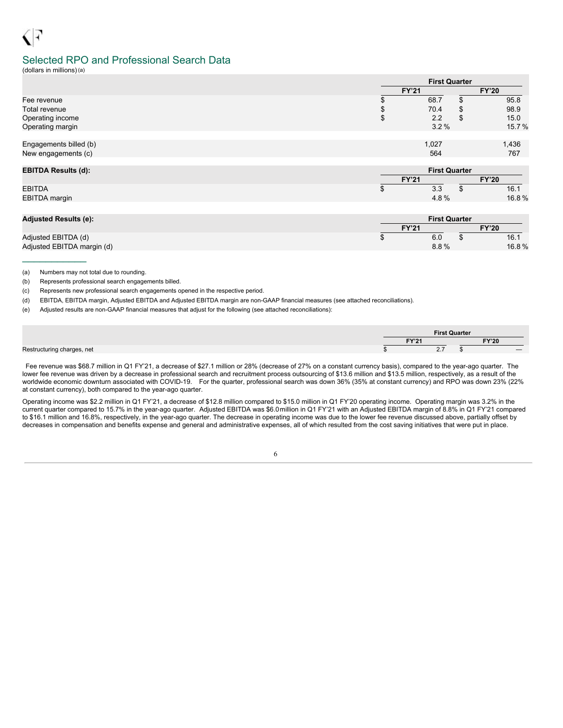## Selected RPO and Professional Search Data

(dollars in millions) (a)

| | First Quarter | |
|---|---|---|
| | FY'21 | FY'20 |
| Fee revenue | $ 68.7 | $ 95.8 |
| Total revenue | $ 70.4 | $ 98.9 |
| Operating income | $ 2.2 | $ 15.0 |
| Operating margin | 3.2 % | 15.7 % |
| | | |
| Engagements billed (b) | 1,027 | 1,436 |
| New engagements (c) | 564 | 767 |

| **EBITDA Results (d):** | First Quarter | |
|---|---|---|
| | FY'21 | FY'20 |
| EBITDA | $ 3.3 | $ 16.1 |
| EBITDA margin | 4.8 % | 16.8 % |

| **Adjusted Results (e):** | First Quarter | |
|---|---|---|
| | FY'21 | FY'20 |
| Adjusted EBITDA (d) | $ 6.0 | $ 16.1 |
| Adjusted EBITDA margin (d) | 8.8 % | 16.8 % |

---

(a) Numbers may not total due to rounding.

(b) Represents professional search engagements billed.

(c) Represents new professional search engagements opened in the respective period.

(d) EBITDA, EBITDA margin, Adjusted EBITDA and Adjusted EBITDA margin are non-GAAP financial measures (see attached reconciliations).

(e) Adjusted results are non-GAAP financial measures that adjust for the following (see attached reconciliations):

| | First Quarter | |
|---|---|---|
| | FY'21 | FY'20 |
| Restructuring charges, net | $ 2.7 | $ — |

Fee revenue was $68.7 million in Q1 FY'21, a decrease of $27.1 million or 28% (decrease of 27% on a constant currency basis), compared to the year-ago quarter. The lower fee revenue was driven by a decrease in professional search and recruitment process outsourcing of $13.6 million and $13.5 million, respectively, as a result of the worldwide economic downturn associated with COVID-19. For the quarter, professional search was down 36% (35% at constant currency) and RPO was down 23% (22% at constant currency), both compared to the year-ago quarter.

Operating income was $2.2 million in Q1 FY'21, a decrease of $12.8 million compared to $15.0 million in Q1 FY'20 operating income. Operating margin was 3.2% in the current quarter compared to 15.7% in the year-ago quarter. Adjusted EBITDA was $6.0 million in Q1 FY'21 with an Adjusted EBITDA margin of 8.8% in Q1 FY'21 compared to $16.1 million and 16.8%, respectively, in the year-ago quarter. The decrease in operating income was due to the lower fee revenue discussed above, partially offset by decreases in compensation and benefits expense and general and administrative expenses, all of which resulted from the cost saving initiatives that were put in place.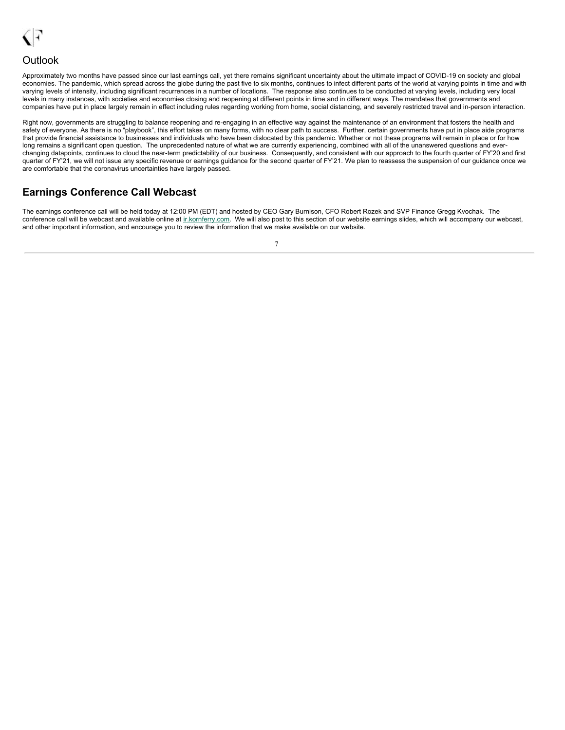## Outlook

Approximately two months have passed since our last earnings call, yet there remains significant uncertainty about the ultimate impact of COVID-19 on society and global economies. The pandemic, which spread across the globe during the past five to six months, continues to infect different parts of the world at varying points in time and with varying levels of intensity, including significant recurrences in a number of locations. The response also continues to be conducted at varying levels, including very local levels in many instances, with societies and economies closing and reopening at different points in time and in different ways. The mandates that governments and companies have put in place largely remain in effect including rules regarding working from home, social distancing, and severely restricted travel and in-person interaction.

Right now, governments are struggling to balance reopening and re-engaging in an effective way against the maintenance of an environment that fosters the health and safety of everyone. As there is no "playbook", this effort takes on many forms, with no clear path to success. Further, certain governments have put in place aide programs that provide financial assistance to businesses and individuals who have been dislocated by this pandemic. Whether or not these programs will remain in place or for how long remains a significant open question. The unprecedented nature of what we are currently experiencing, combined with all of the unanswered questions and ever-changing datapoints, continues to cloud the near-term predictability of our business. Consequently, and consistent with our approach to the fourth quarter of FY'20 and first quarter of FY'21, we will not issue any specific revenue or earnings guidance for the second quarter of FY'21. We plan to reassess the suspension of our guidance once we are comfortable that the coronavirus uncertainties have largely passed.

## Earnings Conference Call Webcast

The earnings conference call will be held today at 12:00 PM (EDT) and hosted by CEO Gary Burnison, CFO Robert Rozek and SVP Finance Gregg Kvochak. The conference call will be webcast and available online at ir.kornferry.com. We will also post to this section of our website earnings slides, which will accompany our webcast, and other important information, and encourage you to review the information that we make available on our website.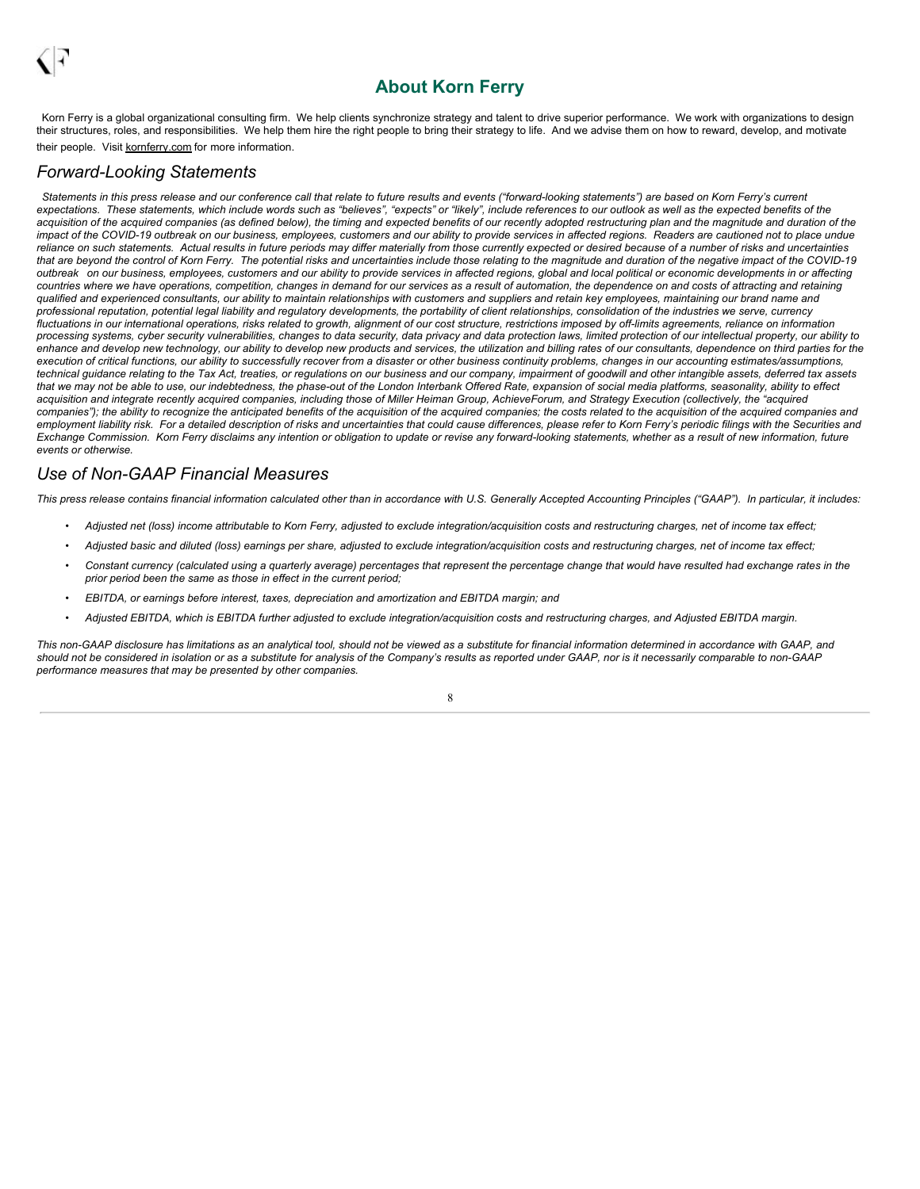## About Korn Ferry

Korn Ferry is a global organizational consulting firm. We help clients synchronize strategy and talent to drive superior performance. We work with organizations to design their structures, roles, and responsibilities. We help them hire the right people to bring their strategy to life. And we advise them on how to reward, develop, and motivate their people. Visit kornferry.com for more information.

### *Forward-Looking Statements*

*Statements in this press release and our conference call that relate to future results and events ("forward-looking statements") are based on Korn Ferry's current expectations. These statements, which include words such as "believes", "expects" or "likely", include references to our outlook as well as the expected benefits of the acquisition of the acquired companies (as defined below), the timing and expected benefits of our recently adopted restructuring plan and the magnitude and duration of the impact of the COVID-19 outbreak on our business, employees, customers and our ability to provide services in affected regions. Readers are cautioned not to place undue reliance on such statements. Actual results in future periods may differ materially from those currently expected or desired because of a number of risks and uncertainties that are beyond the control of Korn Ferry. The potential risks and uncertainties include those relating to the magnitude and duration of the negative impact of the COVID-19 outbreak on our business, employees, customers and our ability to provide services in affected regions, global and local political or economic developments in or affecting countries where we have operations, competition, changes in demand for our services as a result of automation, the dependence on and costs of attracting and retaining qualified and experienced consultants, our ability to maintain relationships with customers and suppliers and retain key employees, maintaining our brand name and professional reputation, potential legal liability and regulatory developments, the portability of client relationships, consolidation of the industries we serve, currency fluctuations in our international operations, risks related to growth, alignment of our cost structure, restrictions imposed by off-limits agreements, reliance on information processing systems, cyber security vulnerabilities, changes to data security, data privacy and data protection laws, limited protection of our intellectual property, our ability to enhance and develop new technology, our ability to develop new products and services, the utilization and billing rates of our consultants, dependence on third parties for the execution of critical functions, our ability to successfully recover from a disaster or other business continuity problems, changes in our accounting estimates/assumptions, technical guidance relating to the Tax Act, treaties, or regulations on our business and our company, impairment of goodwill and other intangible assets, deferred tax assets that we may not be able to use, our indebtedness, the phase-out of the London Interbank Offered Rate, expansion of social media platforms, seasonality, ability to effect acquisition and integrate recently acquired companies, including those of Miller Heiman Group, AchieveForum, and Strategy Execution (collectively, the "acquired companies"); the ability to recognize the anticipated benefits of the acquisition of the acquired companies; the costs related to the acquisition of the acquired companies and employment liability risk. For a detailed description of risks and uncertainties that could cause differences, please refer to Korn Ferry's periodic filings with the Securities and Exchange Commission. Korn Ferry disclaims any intention or obligation to update or revise any forward-looking statements, whether as a result of new information, future events or otherwise.*

### *Use of Non-GAAP Financial Measures*

*This press release contains financial information calculated other than in accordance with U.S. Generally Accepted Accounting Principles ("GAAP"). In particular, it includes:*

- *Adjusted net (loss) income attributable to Korn Ferry, adjusted to exclude integration/acquisition costs and restructuring charges, net of income tax effect;*
- *Adjusted basic and diluted (loss) earnings per share, adjusted to exclude integration/acquisition costs and restructuring charges, net of income tax effect;*
- *Constant currency (calculated using a quarterly average) percentages that represent the percentage change that would have resulted had exchange rates in the prior period been the same as those in effect in the current period;*
- *EBITDA, or earnings before interest, taxes, depreciation and amortization and EBITDA margin; and*
- *Adjusted EBITDA, which is EBITDA further adjusted to exclude integration/acquisition costs and restructuring charges, and Adjusted EBITDA margin.*

*This non-GAAP disclosure has limitations as an analytical tool, should not be viewed as a substitute for financial information determined in accordance with GAAP, and should not be considered in isolation or as a substitute for analysis of the Company's results as reported under GAAP, nor is it necessarily comparable to non-GAAP performance measures that may be presented by other companies.*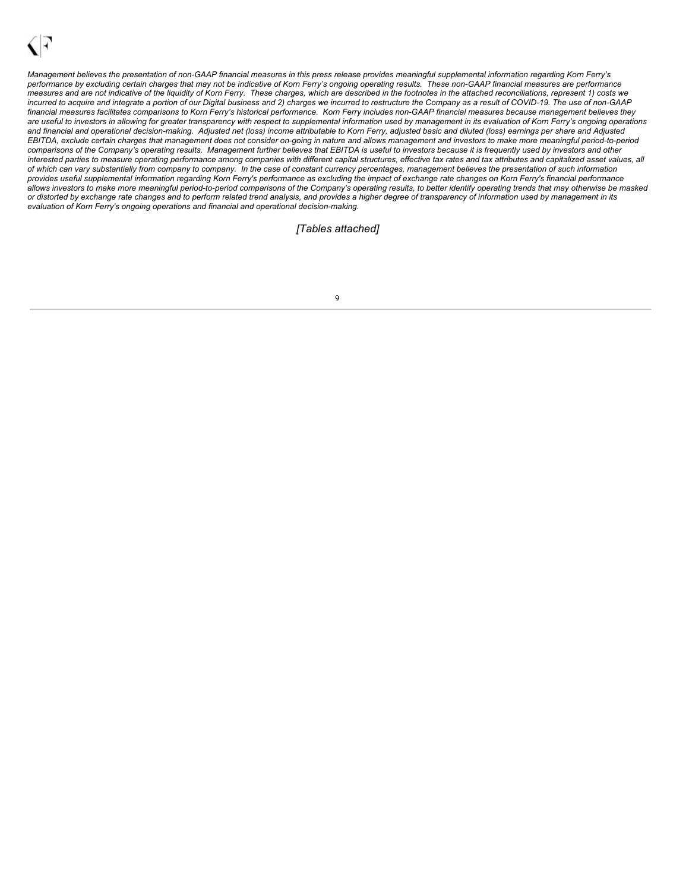*Management believes the presentation of non-GAAP financial measures in this press release provides meaningful supplemental information regarding Korn Ferry's performance by excluding certain charges that may not be indicative of Korn Ferry's ongoing operating results. These non-GAAP financial measures are performance measures and are not indicative of the liquidity of Korn Ferry. These charges, which are described in the footnotes in the attached reconciliations, represent 1) costs we incurred to acquire and integrate a portion of our Digital business and 2) charges we incurred to restructure the Company as a result of COVID-19. The use of non-GAAP financial measures facilitates comparisons to Korn Ferry's historical performance. Korn Ferry includes non-GAAP financial measures because management believes they are useful to investors in allowing for greater transparency with respect to supplemental information used by management in its evaluation of Korn Ferry's ongoing operations and financial and operational decision-making. Adjusted net (loss) income attributable to Korn Ferry, adjusted basic and diluted (loss) earnings per share and Adjusted EBITDA, exclude certain charges that management does not consider on-going in nature and allows management and investors to make more meaningful period-to-period comparisons of the Company's operating results. Management further believes that EBITDA is useful to investors because it is frequently used by investors and other interested parties to measure operating performance among companies with different capital structures, effective tax rates and tax attributes and capitalized asset values, all of which can vary substantially from company to company. In the case of constant currency percentages, management believes the presentation of such information provides useful supplemental information regarding Korn Ferry's performance as excluding the impact of exchange rate changes on Korn Ferry's financial performance allows investors to make more meaningful period-to-period comparisons of the Company's operating results, to better identify operating trends that may otherwise be masked or distorted by exchange rate changes and to perform related trend analysis, and provides a higher degree of transparency of information used by management in its evaluation of Korn Ferry's ongoing operations and financial and operational decision-making.*

*[Tables attached]*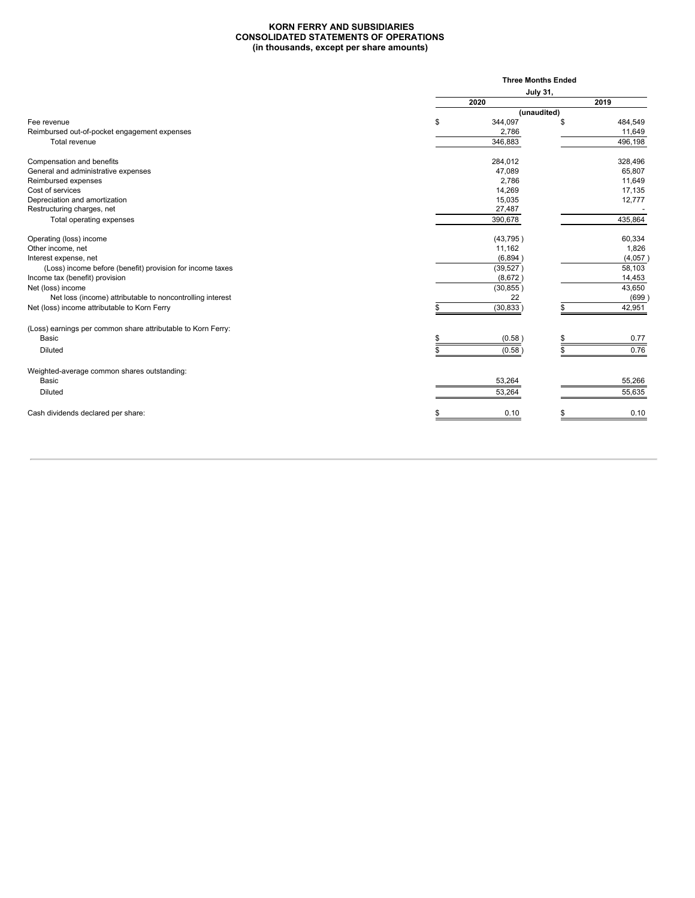**KORN FERRY AND SUBSIDIARIES**
**CONSOLIDATED STATEMENTS OF OPERATIONS**
**(in thousands, except per share amounts)**

| | Three Months Ended July 31, | |
|---|---|---|
| | 2020 | 2019 |
| | (unaudited) | |
| Fee revenue | $ 344,097 | $ 484,549 |
| Reimbursed out-of-pocket engagement expenses | 2,786 | 11,649 |
| Total revenue | 346,883 | 496,198 |
| | | |
| Compensation and benefits | 284,012 | 328,496 |
| General and administrative expenses | 47,089 | 65,807 |
| Reimbursed expenses | 2,786 | 11,649 |
| Cost of services | 14,269 | 17,135 |
| Depreciation and amortization | 15,035 | 12,777 |
| Restructuring charges, net | 27,487 | - |
| Total operating expenses | 390,678 | 435,864 |
| | | |
| Operating (loss) income | (43,795) | 60,334 |
| Other income, net | 11,162 | 1,826 |
| Interest expense, net | (6,894) | (4,057) |
| (Loss) income before (benefit) provision for income taxes | (39,527) | 58,103 |
| Income tax (benefit) provision | (8,672) | 14,453 |
| Net (loss) income | (30,855) | 43,650 |
| Net loss (income) attributable to noncontrolling interest | 22 | (699) |
| Net (loss) income attributable to Korn Ferry | $ (30,833) | $ 42,951 |
| | | |
| (Loss) earnings per common share attributable to Korn Ferry: | | |
| Basic | $ (0.58) | $ 0.77 |
| Diluted | $ (0.58) | $ 0.76 |
| | | |
| Weighted-average common shares outstanding: | | |
| Basic | 53,264 | 55,266 |
| Diluted | 53,264 | 55,635 |
| | | |
| Cash dividends declared per share: | $ 0.10 | $ 0.10 |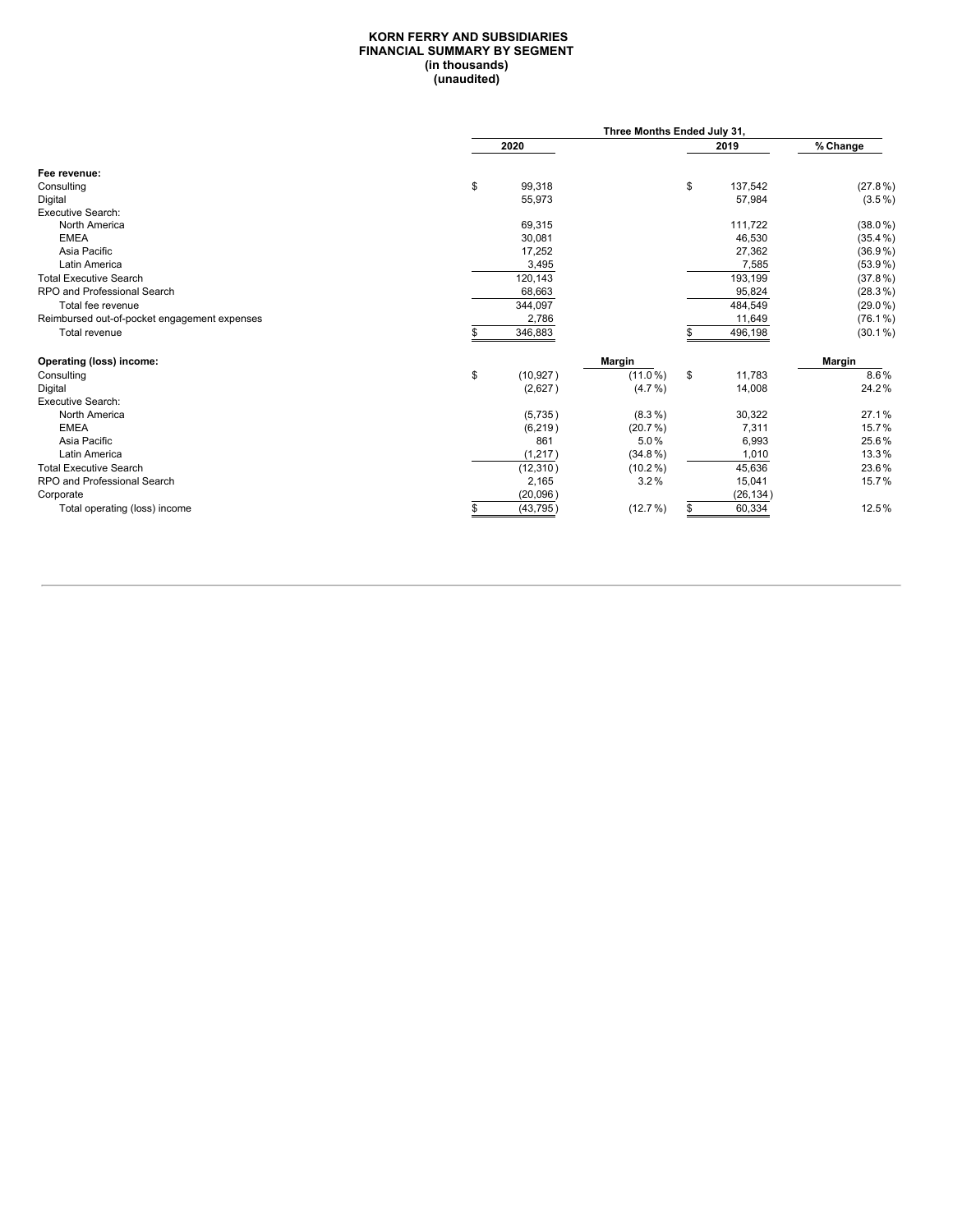**KORN FERRY AND SUBSIDIARIES**
**FINANCIAL SUMMARY BY SEGMENT**
**(in thousands)**
**(unaudited)**

| | Three Months Ended July 31, | | | |
|---|---|---|---|---|
| | 2020 | | 2019 | % Change |
| **Fee revenue:** | | | | |
| Consulting | $ 99,318 | | $ 137,542 | (27.8 %) |
| Digital | 55,973 | | 57,984 | (3.5 %) |
| Executive Search: | | | | |
| North America | 69,315 | | 111,722 | (38.0 %) |
| EMEA | 30,081 | | 46,530 | (35.4 %) |
| Asia Pacific | 17,252 | | 27,362 | (36.9 %) |
| Latin America | 3,495 | | 7,585 | (53.9 %) |
| Total Executive Search | 120,143 | | 193,199 | (37.8 %) |
| RPO and Professional Search | 68,663 | | 95,824 | (28.3 %) |
| Total fee revenue | 344,097 | | 484,549 | (29.0 %) |
| Reimbursed out-of-pocket engagement expenses | 2,786 | | 11,649 | (76.1 %) |
| Total revenue | $ 346,883 | | $ 496,198 | (30.1 %) |
| **Operating (loss) income:** | | **Margin** | | **Margin** |
| Consulting | $ (10,927) | (11.0 %) | $ 11,783 | 8.6 % |
| Digital | (2,627) | (4.7 %) | 14,008 | 24.2 % |
| Executive Search: | | | | |
| North America | (5,735) | (8.3 %) | 30,322 | 27.1 % |
| EMEA | (6,219) | (20.7 %) | 7,311 | 15.7 % |
| Asia Pacific | 861 | 5.0 % | 6,993 | 25.6 % |
| Latin America | (1,217) | (34.8 %) | 1,010 | 13.3 % |
| Total Executive Search | (12,310) | (10.2 %) | 45,636 | 23.6 % |
| RPO and Professional Search | 2,165 | 3.2 % | 15,041 | 15.7 % |
| Corporate | (20,096) | | (26,134) | |
| Total operating (loss) income | $ (43,795) | (12.7 %) | $ 60,334 | 12.5 % |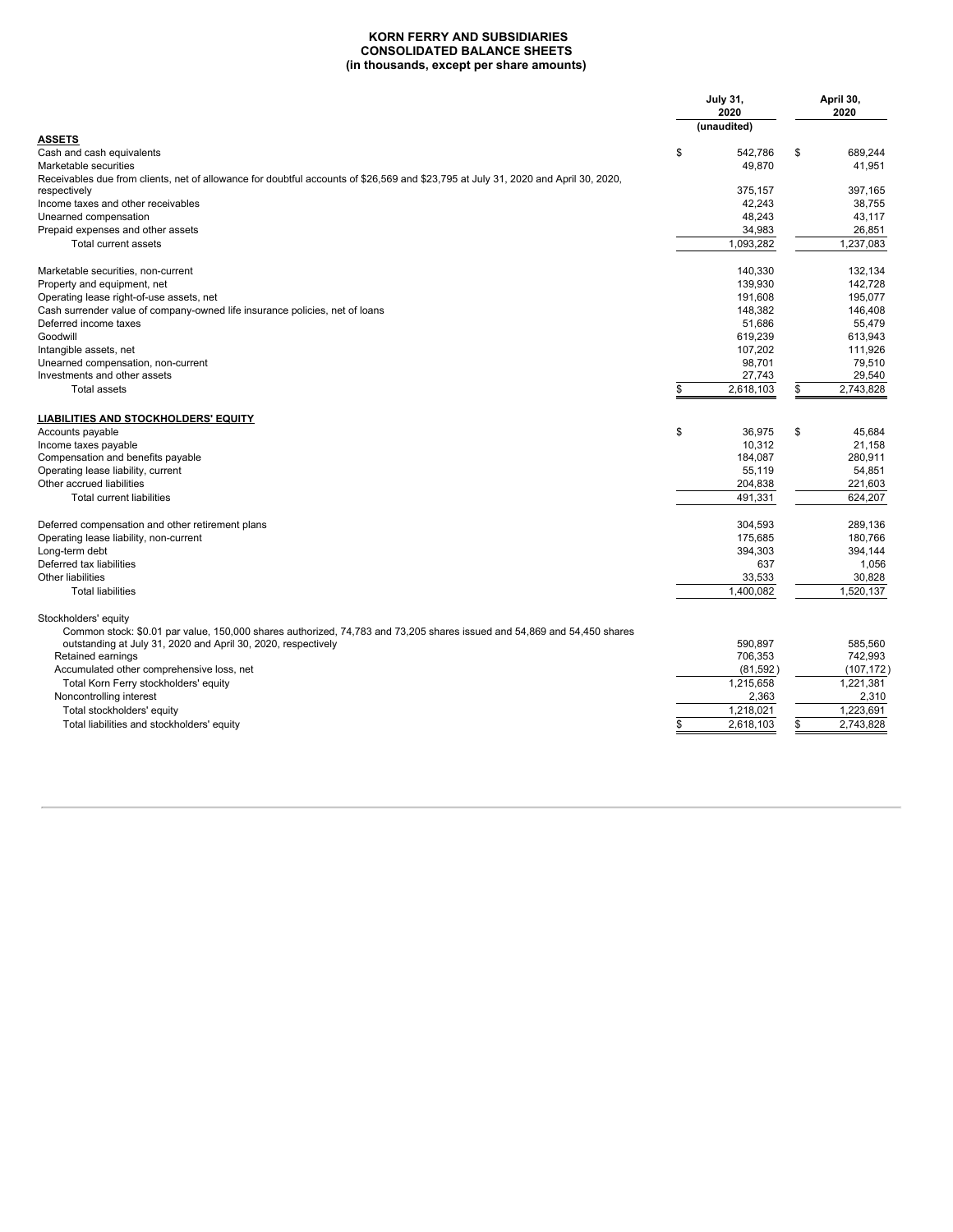**KORN FERRY AND SUBSIDIARIES**
**CONSOLIDATED BALANCE SHEETS**
**(in thousands, except per share amounts)**

| | July 31, 2020 (unaudited) | April 30, 2020 |
|---|---|---|
| **ASSETS** | | |
| Cash and cash equivalents | $ 542,786 | $ 689,244 |
| Marketable securities | 49,870 | 41,951 |
| Receivables due from clients, net of allowance for doubtful accounts of $26,569 and $23,795 at July 31, 2020 and April 30, 2020, respectively | 375,157 | 397,165 |
| Income taxes and other receivables | 42,243 | 38,755 |
| Unearned compensation | 48,243 | 43,117 |
| Prepaid expenses and other assets | 34,983 | 26,851 |
| Total current assets | 1,093,282 | 1,237,083 |
| | | |
| Marketable securities, non-current | 140,330 | 132,134 |
| Property and equipment, net | 139,930 | 142,728 |
| Operating lease right-of-use assets, net | 191,608 | 195,077 |
| Cash surrender value of company-owned life insurance policies, net of loans | 148,382 | 146,408 |
| Deferred income taxes | 51,686 | 55,479 |
| Goodwill | 619,239 | 613,943 |
| Intangible assets, net | 107,202 | 111,926 |
| Unearned compensation, non-current | 98,701 | 79,510 |
| Investments and other assets | 27,743 | 29,540 |
| Total assets | $ 2,618,103 | $ 2,743,828 |
| | | |
| **LIABILITIES AND STOCKHOLDERS' EQUITY** | | |
| Accounts payable | $ 36,975 | $ 45,684 |
| Income taxes payable | 10,312 | 21,158 |
| Compensation and benefits payable | 184,087 | 280,911 |
| Operating lease liability, current | 55,119 | 54,851 |
| Other accrued liabilities | 204,838 | 221,603 |
| Total current liabilities | 491,331 | 624,207 |
| | | |
| Deferred compensation and other retirement plans | 304,593 | 289,136 |
| Operating lease liability, non-current | 175,685 | 180,766 |
| Long-term debt | 394,303 | 394,144 |
| Deferred tax liabilities | 637 | 1,056 |
| Other liabilities | 33,533 | 30,828 |
| Total liabilities | 1,400,082 | 1,520,137 |
| | | |
| Stockholders' equity | | |
| Common stock: $0.01 par value, 150,000 shares authorized, 74,783 and 73,205 shares issued and 54,869 and 54,450 shares outstanding at July 31, 2020 and April 30, 2020, respectively | 590,897 | 585,560 |
| Retained earnings | 706,353 | 742,993 |
| Accumulated other comprehensive loss, net | (81,592) | (107,172) |
| Total Korn Ferry stockholders' equity | 1,215,658 | 1,221,381 |
| Noncontrolling interest | 2,363 | 2,310 |
| Total stockholders' equity | 1,218,021 | 1,223,691 |
| Total liabilities and stockholders' equity | $ 2,618,103 | $ 2,743,828 |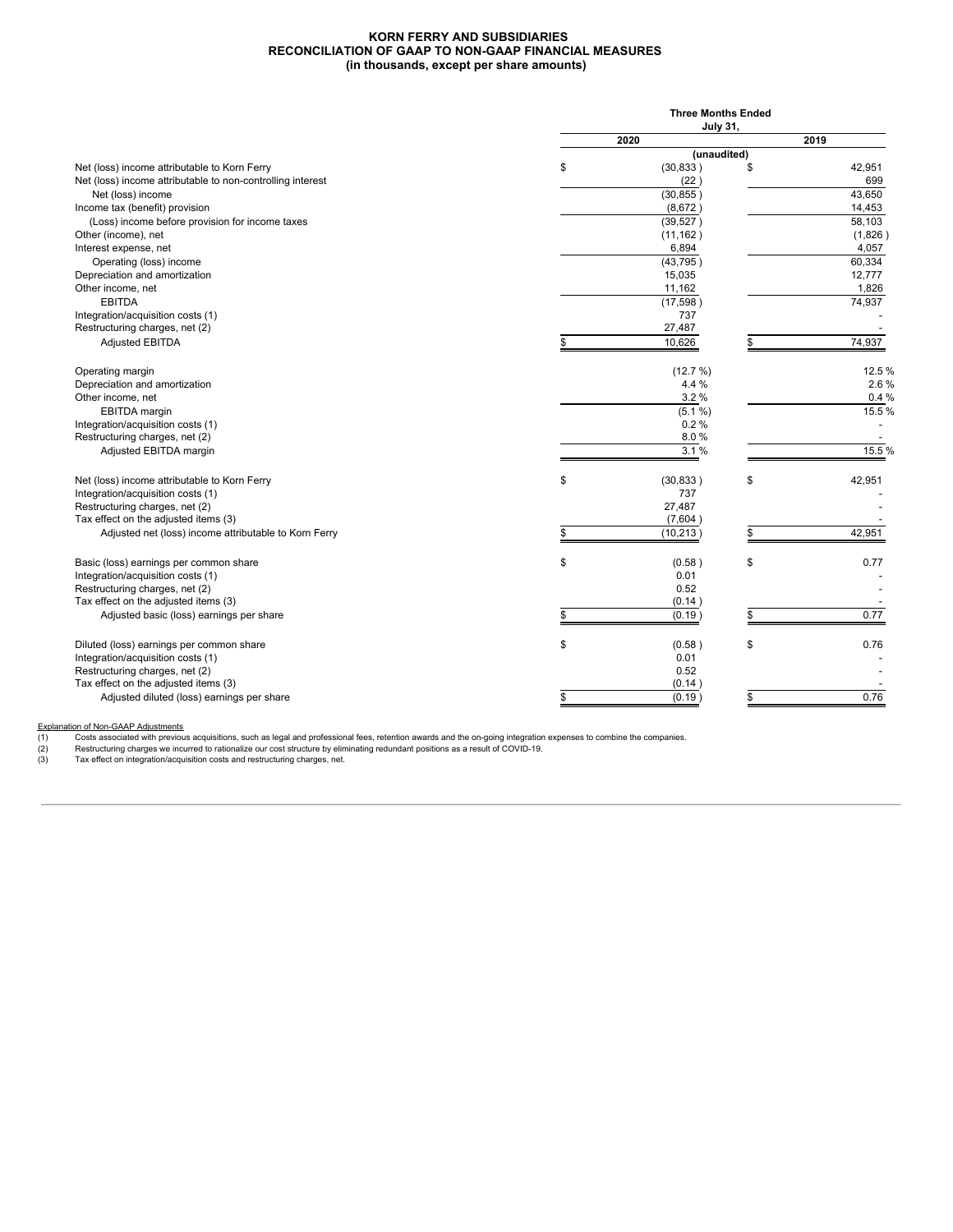# KORN FERRY AND SUBSIDIARIES
## RECONCILIATION OF GAAP TO NON-GAAP FINANCIAL MEASURES
### (in thousands, except per share amounts)

| | Three Months Ended July 31, | |
|---|---|---|
| | 2020 | 2019 |
| | (unaudited) | |
| Net (loss) income attributable to Korn Ferry | $ (30,833) | $ 42,951 |
| Net (loss) income attributable to non-controlling interest | (22) | 699 |
| Net (loss) income | (30,855) | 43,650 |
| Income tax (benefit) provision | (8,672) | 14,453 |
| (Loss) income before provision for income taxes | (39,527) | 58,103 |
| Other (income), net | (11,162) | (1,826) |
| Interest expense, net | 6,894 | 4,057 |
| Operating (loss) income | (43,795) | 60,334 |
| Depreciation and amortization | 15,035 | 12,777 |
| Other income, net | 11,162 | 1,826 |
| EBITDA | (17,598) | 74,937 |
| Integration/acquisition costs (1) | 737 | - |
| Restructuring charges, net (2) | 27,487 | - |
| Adjusted EBITDA | $ 10,626 | $ 74,937 |
| | | |
| Operating margin | (12.7 %) | 12.5 % |
| Depreciation and amortization | 4.4 % | 2.6 % |
| Other income, net | 3.2 % | 0.4 % |
| EBITDA margin | (5.1 %) | 15.5 % |
| Integration/acquisition costs (1) | 0.2 % | - |
| Restructuring charges, net (2) | 8.0 % | - |
| Adjusted EBITDA margin | 3.1 % | 15.5 % |
| | | |
| Net (loss) income attributable to Korn Ferry | $ (30,833) | $ 42,951 |
| Integration/acquisition costs (1) | 737 | - |
| Restructuring charges, net (2) | 27,487 | - |
| Tax effect on the adjusted items (3) | (7,604) | - |
| Adjusted net (loss) income attributable to Korn Ferry | $ (10,213) | $ 42,951 |
| | | |
| Basic (loss) earnings per common share | $ (0.58) | $ 0.77 |
| Integration/acquisition costs (1) | 0.01 | - |
| Restructuring charges, net (2) | 0.52 | - |
| Tax effect on the adjusted items (3) | (0.14) | - |
| Adjusted basic (loss) earnings per share | $ (0.19) | $ 0.77 |
| | | |
| Diluted (loss) earnings per common share | $ (0.58) | $ 0.76 |
| Integration/acquisition costs (1) | 0.01 | - |
| Restructuring charges, net (2) | 0.52 | - |
| Tax effect on the adjusted items (3) | (0.14) | - |
| Adjusted diluted (loss) earnings per share | $ (0.19) | $ 0.76 |

Explanation of Non-GAAP Adjustments

(1) Costs associated with previous acquisitions, such as legal and professional fees, retention awards and the on-going integration expenses to combine the companies.

(2) Restructuring charges we incurred to rationalize our cost structure by eliminating redundant positions as a result of COVID-19.

(3) Tax effect on integration/acquisition costs and restructuring charges, net.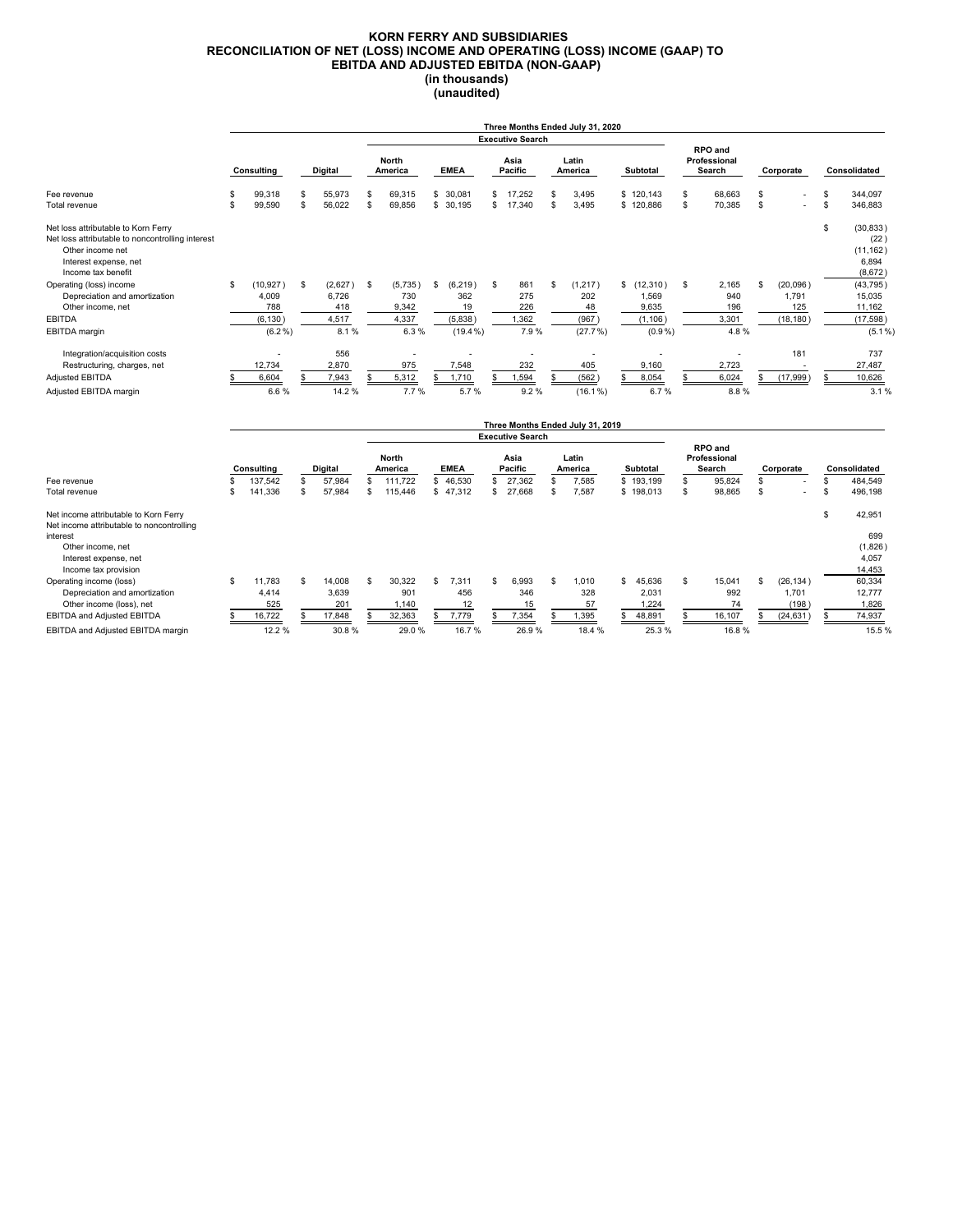# KORN FERRY AND SUBSIDIARIES
## RECONCILIATION OF NET (LOSS) INCOME AND OPERATING (LOSS) INCOME (GAAP) TO EBITDA AND ADJUSTED EBITDA (NON-GAAP)
### (in thousands)
### (unaudited)

| | Three Months Ended July 31, 2020 | | | | | | | | | |
|---|---|---|---|---|---|---|---|---|---|---|
| | | | Executive Search | | | | | | | |
| | Consulting | Digital | North America | EMEA | Asia Pacific | Latin America | Subtotal | RPO and Professional Search | Corporate | Consolidated |
| Fee revenue | $ 99,318 | $ 55,973 | $ 69,315 | $ 30,081 | $ 17,252 | $ 3,495 | $ 120,143 | $ 68,663 | $ - | $ 344,097 |
| Total revenue | $ 99,590 | $ 56,022 | $ 69,856 | $ 30,195 | $ 17,340 | $ 3,495 | $ 120,886 | $ 70,385 | $ - | $ 346,883 |
| Net loss attributable to Korn Ferry | | | | | | | | | | $ (30,833) |
| Net loss attributable to noncontrolling interest | | | | | | | | | | (22) |
| Other income net | | | | | | | | | | (11,162) |
| Interest expense, net | | | | | | | | | | 6,894 |
| Income tax benefit | | | | | | | | | | (8,672) |
| Operating (loss) income | $ (10,927) | $ (2,627) | $ (5,735) | $ (6,219) | $ 861 | $ (1,217) | $ (12,310) | $ 2,165 | $ (20,096) | (43,795) |
| Depreciation and amortization | 4,009 | 6,726 | 730 | 362 | 275 | 202 | 1,569 | 940 | 1,791 | 15,035 |
| Other income, net | 788 | 418 | 9,342 | 19 | 226 | 48 | 9,635 | 196 | 125 | 11,162 |
| EBITDA | (6,130) | 4,517 | 4,337 | (5,838) | 1,362 | (967) | (1,106) | 3,301 | (18,180) | (17,598) |
| EBITDA margin | (6.2 %) | 8.1 % | 6.3 % | (19.4 %) | 7.9 % | (27.7 %) | (0.9 %) | 4.8 % | | (5.1 %) |
| Integration/acquisition costs | - | 556 | - | - | - | - | - | - | 181 | 737 |
| Restructuring, charges, net | 12,734 | 2,870 | 975 | 7,548 | 232 | 405 | 9,160 | 2,723 | - | 27,487 |
| Adjusted EBITDA | $ 6,604 | $ 7,943 | $ 5,312 | $ 1,710 | $ 1,594 | $ (562) | $ 8,054 | $ 6,024 | $ (17,999) | $ 10,626 |
| Adjusted EBITDA margin | 6.6 % | 14.2 % | 7.7 % | 5.7 % | 9.2 % | (16.1 %) | 6.7 % | 8.8 % | | 3.1 % |

| | Three Months Ended July 31, 2019 | | | | | | | | | |
|---|---|---|---|---|---|---|---|---|---|---|
| | | | Executive Search | | | | | | | |
| | Consulting | Digital | North America | EMEA | Asia Pacific | Latin America | Subtotal | RPO and Professional Search | Corporate | Consolidated |
| Fee revenue | $ 137,542 | $ 57,984 | $ 111,722 | $ 46,530 | $ 27,362 | $ 7,585 | $ 193,199 | $ 95,824 | $ - | $ 484,549 |
| Total revenue | $ 141,336 | $ 57,984 | $ 115,446 | $ 47,312 | $ 27,668 | $ 7,587 | $ 198,013 | $ 98,865 | $ - | $ 496,198 |
| Net income attributable to Korn Ferry | | | | | | | | | | $ 42,951 |
| Net income attributable to noncontrolling interest | | | | | | | | | | 699 |
| Other income, net | | | | | | | | | | (1,826) |
| Interest expense, net | | | | | | | | | | 4,057 |
| Income tax provision | | | | | | | | | | 14,453 |
| Operating income (loss) | $ 11,783 | $ 14,008 | $ 30,322 | $ 7,311 | $ 6,993 | $ 1,010 | $ 45,636 | $ 15,041 | $ (26,134) | 60,334 |
| Depreciation and amortization | 4,414 | 3,639 | 901 | 456 | 346 | 328 | 2,031 | 992 | 1,701 | 12,777 |
| Other income (loss), net | 525 | 201 | 1,140 | 12 | 15 | 57 | 1,224 | 74 | (198) | 1,826 |
| EBITDA and Adjusted EBITDA | $ 16,722 | $ 17,848 | $ 32,363 | $ 7,779 | $ 7,354 | $ 1,395 | $ 48,891 | $ 16,107 | $ (24,631) | $ 74,937 |
| EBITDA and Adjusted EBITDA margin | 12.2 % | 30.8 % | 29.0 % | 16.7 % | 26.9 % | 18.4 % | 25.3 % | 16.8 % | | 15.5 % |